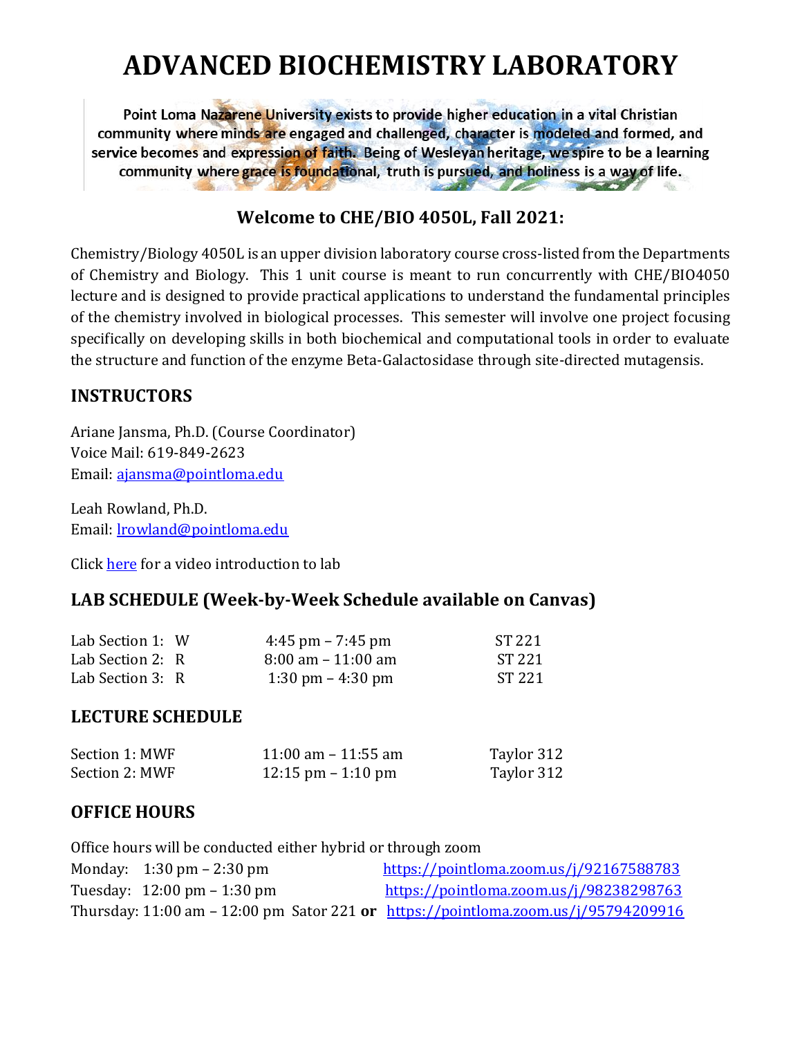# ADVANCED BIOCHEMISTRY LABORATORY

**Point Loma Nazarene University exists to provide higher education in a vital Christian community where minds are engaged and challenged, character is modeled and formed, and service becomes and expression of faith. Being of Wesleyan heritage, we spire to be a learning community where grace is foundational, truth is pursued, and holiness is a way of life.**

## Welcome to CHE/BIO 4050L, Fall 2021:

Chemistry/Biology 4050L is an upper division laboratory course cross-listed from the Departments of Chemistry and Biology. This 1 unit course is meant to run concurrently with CHE/BIO4050 lecture and is designed to provide practical applications to understand the fundamental principles of the chemistry involved in biological processes. This semester will involve one project focusing specifically on developing skills in both biochemical and computational tools in order to evaluate the structure and function of the enzyme Beta-Galactosidase through site-directed mutagensis.

## INSTRUCTORS

Ariane Jansma, Ph.D. (Course Coordinator)
Voice Mail: 619-849-2623
Email: ajansma@pointloma.edu

Leah Rowland, Ph.D.
Email: lrowland@pointloma.edu

Click here for a video introduction to lab

## LAB SCHEDULE (Week-by-Week Schedule available on Canvas)

| | | |
|---|---|---|
| Lab Section 1: W | 4:45 pm – 7:45 pm | ST 221 |
| Lab Section 2: R | 8:00 am – 11:00 am | ST 221 |
| Lab Section 3: R | 1:30 pm – 4:30 pm | ST 221 |

## LECTURE SCHEDULE

| | | |
|---|---|---|
| Section 1: MWF | 11:00 am – 11:55 am | Taylor 312 |
| Section 2: MWF | 12:15 pm – 1:10 pm | Taylor 312 |

## OFFICE HOURS

Office hours will be conducted either hybrid or through zoom

| | |
|---|---|
| Monday: 1:30 pm – 2:30 pm | https://pointloma.zoom.us/j/92167588783 |
| Tuesday: 12:00 pm – 1:30 pm | https://pointloma.zoom.us/j/98238298763 |
| Thursday: 11:00 am – 12:00 pm Sator 221 **or** | https://pointloma.zoom.us/j/95794209916 |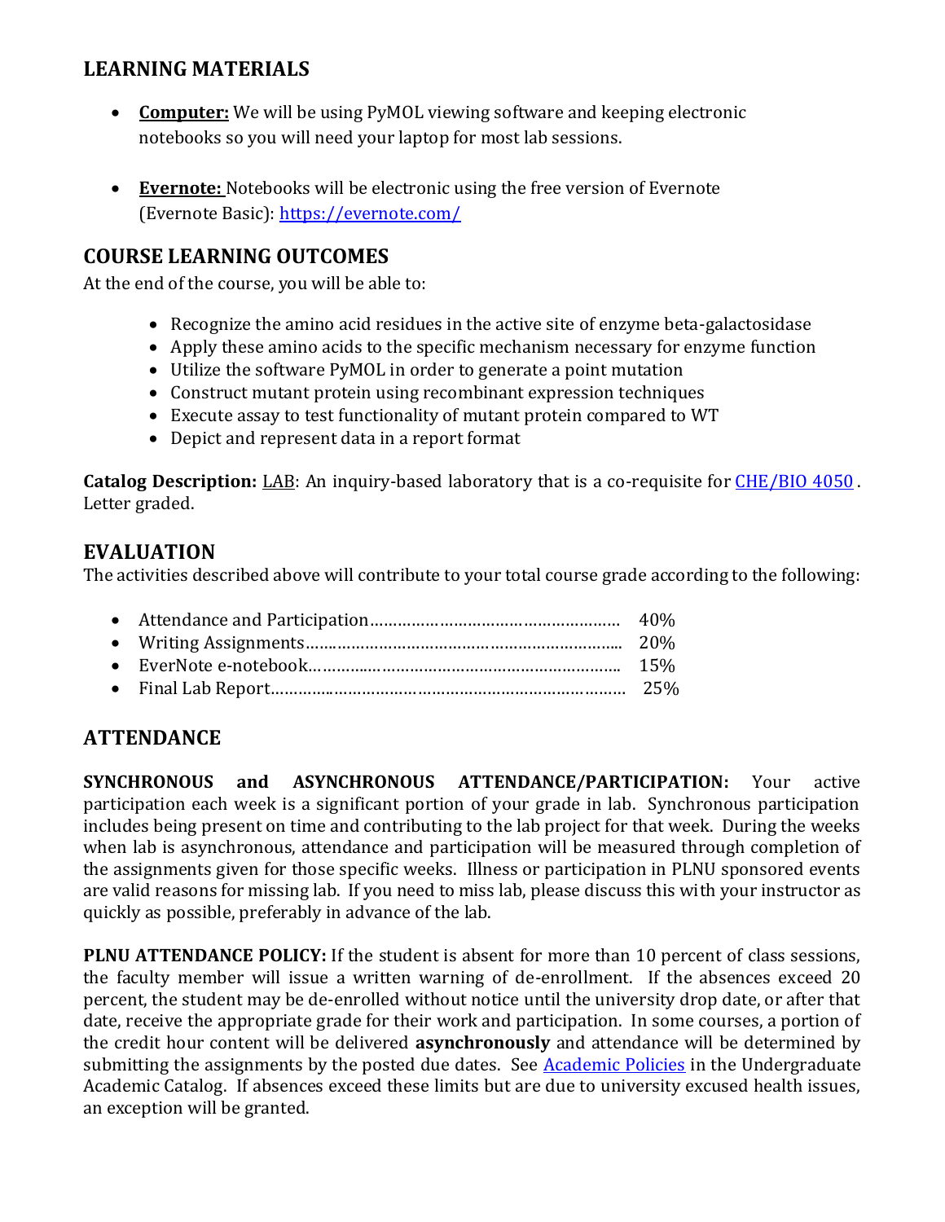## LEARNING MATERIALS

- **Computer:** We will be using PyMOL viewing software and keeping electronic notebooks so you will need your laptop for most lab sessions.

- **Evernote:** Notebooks will be electronic using the free version of Evernote (Evernote Basic): [https://evernote.com/](https://evernote.com/)

## COURSE LEARNING OUTCOMES

At the end of the course, you will be able to:

- Recognize the amino acid residues in the active site of enzyme beta-galactosidase
- Apply these amino acids to the specific mechanism necessary for enzyme function
- Utilize the software PyMOL in order to generate a point mutation
- Construct mutant protein using recombinant expression techniques
- Execute assay to test functionality of mutant protein compared to WT
- Depict and represent data in a report format

**Catalog Description:** LAB: An inquiry-based laboratory that is a co-requisite for [CHE/BIO 4050](). Letter graded.

## EVALUATION

The activities described above will contribute to your total course grade according to the following:

- Attendance and Participation………………………………………………. 40%
- Writing Assignments…………………………………………………………... 20%
- EverNote e-notebook………………………………………………………….. 15%
- Final Lab Report……………………………………………………………………. 25%

## ATTENDANCE

**SYNCHRONOUS and ASYNCHRONOUS ATTENDANCE/PARTICIPATION:** Your active participation each week is a significant portion of your grade in lab. Synchronous participation includes being present on time and contributing to the lab project for that week. During the weeks when lab is asynchronous, attendance and participation will be measured through completion of the assignments given for those specific weeks. Illness or participation in PLNU sponsored events are valid reasons for missing lab. If you need to miss lab, please discuss this with your instructor as quickly as possible, preferably in advance of the lab.

**PLNU ATTENDANCE POLICY:** If the student is absent for more than 10 percent of class sessions, the faculty member will issue a written warning of de-enrollment. If the absences exceed 20 percent, the student may be de-enrolled without notice until the university drop date, or after that date, receive the appropriate grade for their work and participation. In some courses, a portion of the credit hour content will be delivered **asynchronously** and attendance will be determined by submitting the assignments by the posted due dates. See [Academic Policies]() in the Undergraduate Academic Catalog. If absences exceed these limits but are due to university excused health issues, an exception will be granted.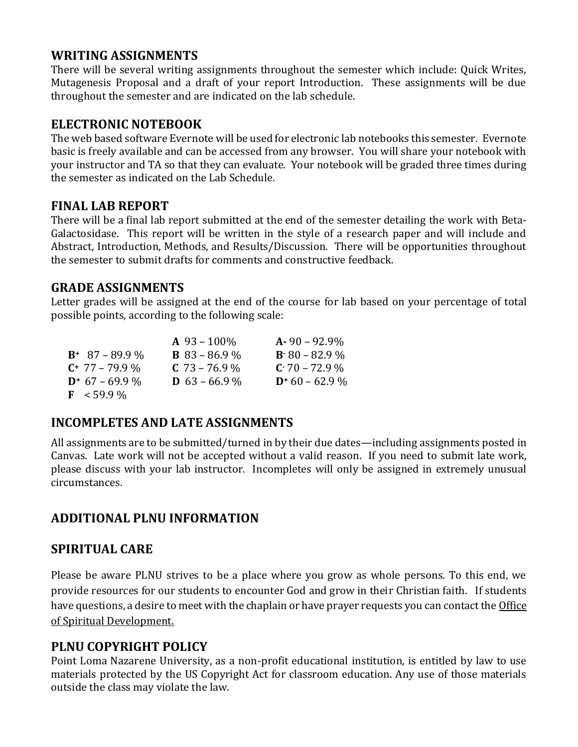## WRITING ASSIGNMENTS

There will be several writing assignments throughout the semester which include: Quick Writes, Mutagenesis Proposal and a draft of your report Introduction. These assignments will be due throughout the semester and are indicated on the lab schedule.

## ELECTRONIC NOTEBOOK

The web based software Evernote will be used for electronic lab notebooks this semester. Evernote basic is freely available and can be accessed from any browser. You will share your notebook with your instructor and TA so that they can evaluate. Your notebook will be graded three times during the semester as indicated on the Lab Schedule.

## FINAL LAB REPORT

There will be a final lab report submitted at the end of the semester detailing the work with Beta-Galactosidase. This report will be written in the style of a research paper and will include and Abstract, Introduction, Methods, and Results/Discussion. There will be opportunities throughout the semester to submit drafts for comments and constructive feedback.

## GRADE ASSIGNMENTS

Letter grades will be assigned at the end of the course for lab based on your percentage of total possible points, according to the following scale:

| | | |
|---|---|---|
| | **A** 93 – 100% | **A-** 90 – 92.9% |
| **B+** 87 – 89.9 % | **B** 83 – 86.9 % | **B-** 80 – 82.9 % |
| **C+** 77 – 79.9 % | **C** 73 – 76.9 % | **C-** 70 – 72.9 % |
| **D+** 67 – 69.9 % | **D** 63 – 66.9 % | **D+** 60 – 62.9 % |
| **F** < 59.9 % | | |

## INCOMPLETES AND LATE ASSIGNMENTS

All assignments are to be submitted/turned in by their due dates—including assignments posted in Canvas. Late work will not be accepted without a valid reason. If you need to submit late work, please discuss with your lab instructor. Incompletes will only be assigned in extremely unusual circumstances.

## ADDITIONAL PLNU INFORMATION

## SPIRITUAL CARE

Please be aware PLNU strives to be a place where you grow as whole persons. To this end, we provide resources for our students to encounter God and grow in their Christian faith. If students have questions, a desire to meet with the chaplain or have prayer requests you can contact the Office of Spiritual Development.

## PLNU COPYRIGHT POLICY

Point Loma Nazarene University, as a non-profit educational institution, is entitled by law to use materials protected by the US Copyright Act for classroom education. Any use of those materials outside the class may violate the law.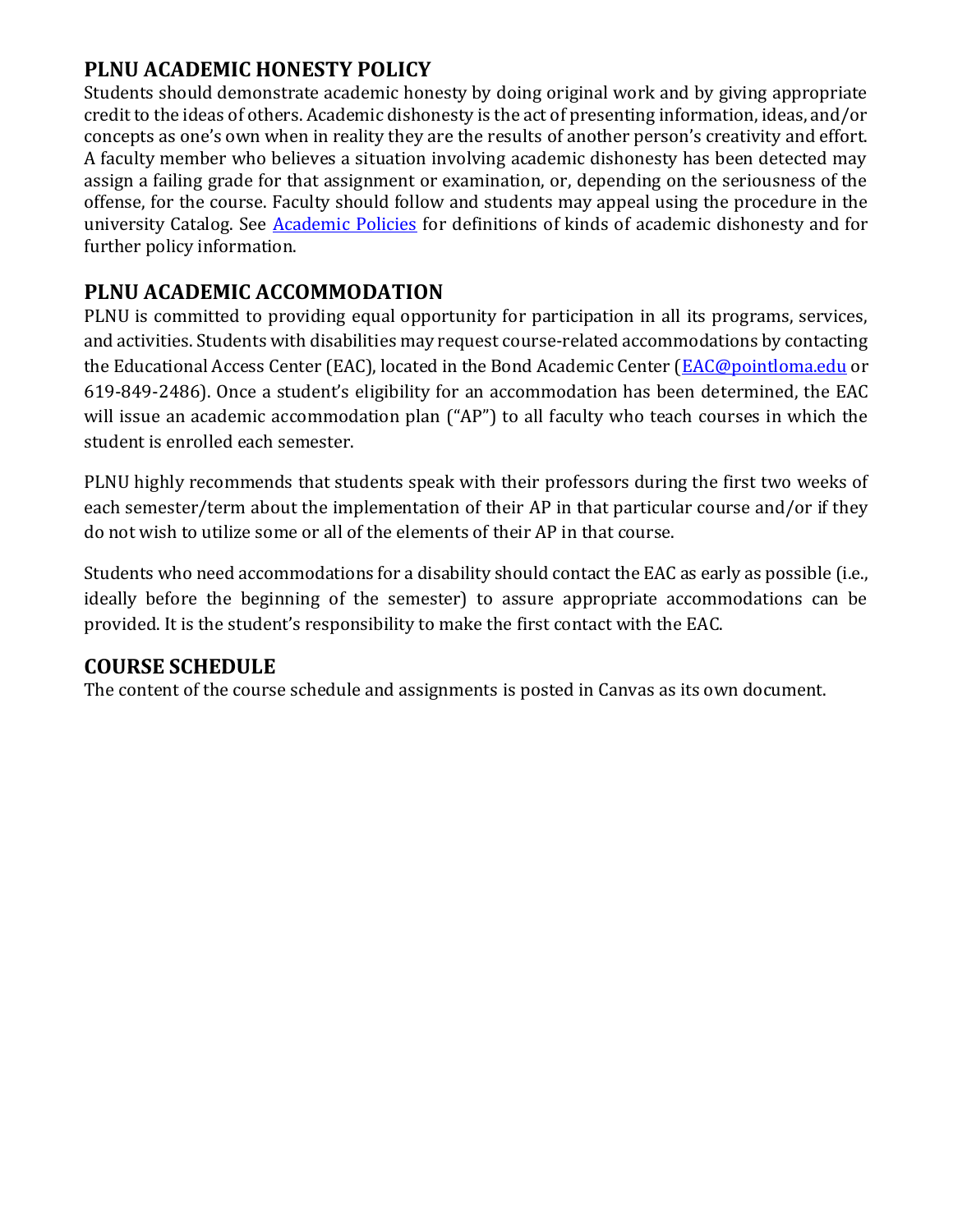## PLNU ACADEMIC HONESTY POLICY

Students should demonstrate academic honesty by doing original work and by giving appropriate credit to the ideas of others. Academic dishonesty is the act of presenting information, ideas, and/or concepts as one's own when in reality they are the results of another person's creativity and effort. A faculty member who believes a situation involving academic dishonesty has been detected may assign a failing grade for that assignment or examination, or, depending on the seriousness of the offense, for the course. Faculty should follow and students may appeal using the procedure in the university Catalog. See [Academic Policies] for definitions of kinds of academic dishonesty and for further policy information.

## PLNU ACADEMIC ACCOMMODATION

PLNU is committed to providing equal opportunity for participation in all its programs, services, and activities. Students with disabilities may request course-related accommodations by contacting the Educational Access Center (EAC), located in the Bond Academic Center (EAC@pointloma.edu or 619-849-2486). Once a student's eligibility for an accommodation has been determined, the EAC will issue an academic accommodation plan ("AP") to all faculty who teach courses in which the student is enrolled each semester.

PLNU highly recommends that students speak with their professors during the first two weeks of each semester/term about the implementation of their AP in that particular course and/or if they do not wish to utilize some or all of the elements of their AP in that course.

Students who need accommodations for a disability should contact the EAC as early as possible (i.e., ideally before the beginning of the semester) to assure appropriate accommodations can be provided. It is the student's responsibility to make the first contact with the EAC.

## COURSE SCHEDULE

The content of the course schedule and assignments is posted in Canvas as its own document.